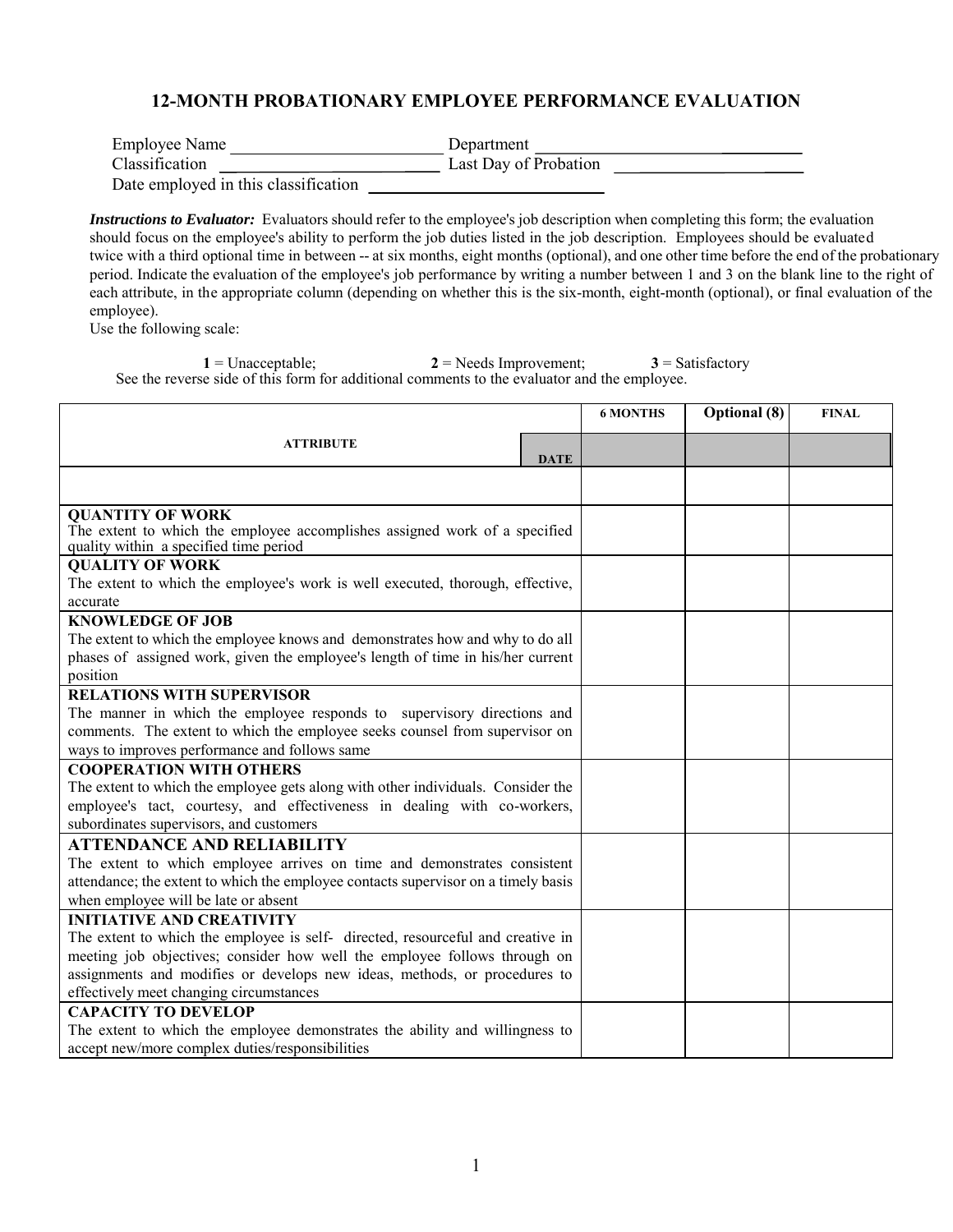# 12-MONTH PROBATIONARY EMPLOYEE PERFORMANCE EVALUATION

Employee Name ________________________ Department ______________________________

Classification ________________________ Last Day of Probation ____________________

Date employed in this classification ___________________________

***Instructions to Evaluator:*** Evaluators should refer to the employee's job description when completing this form; the evaluation should focus on the employee's ability to perform the job duties listed in the job description. Employees should be evaluated twice with a third optional time in between -- at six months, eight months (optional), and one other time before the end of the probationary period. Indicate the evaluation of the employee's job performance by writing a number between 1 and 3 on the blank line to the right of each attribute, in the appropriate column (depending on whether this is the six-month, eight-month (optional), or final evaluation of the employee).

Use the following scale:

**1** = Unacceptable; **2** = Needs Improvement; **3** = Satisfactory

See the reverse side of this form for additional comments to the evaluator and the employee.

| ATTRIBUTE | 6 MONTHS | Optional (8) | FINAL |
|---|---|---|---|
| DATE | | | |
| | | | |
| **QUANTITY OF WORK**<br>The extent to which the employee accomplishes assigned work of a specified quality within a specified time period | | | |
| **QUALITY OF WORK**<br>The extent to which the employee's work is well executed, thorough, effective, accurate | | | |
| **KNOWLEDGE OF JOB**<br>The extent to which the employee knows and demonstrates how and why to do all phases of assigned work, given the employee's length of time in his/her current position | | | |
| **RELATIONS WITH SUPERVISOR**<br>The manner in which the employee responds to supervisory directions and comments. The extent to which the employee seeks counsel from supervisor on ways to improves performance and follows same | | | |
| **COOPERATION WITH OTHERS**<br>The extent to which the employee gets along with other individuals. Consider the employee's tact, courtesy, and effectiveness in dealing with co-workers, subordinates supervisors, and customers | | | |
| **ATTENDANCE AND RELIABILITY**<br>The extent to which employee arrives on time and demonstrates consistent attendance; the extent to which the employee contacts supervisor on a timely basis when employee will be late or absent | | | |
| **INITIATIVE AND CREATIVITY**<br>The extent to which the employee is self- directed, resourceful and creative in meeting job objectives; consider how well the employee follows through on assignments and modifies or develops new ideas, methods, or procedures to effectively meet changing circumstances | | | |
| **CAPACITY TO DEVELOP**<br>The extent to which the employee demonstrates the ability and willingness to accept new/more complex duties/responsibilities | | | |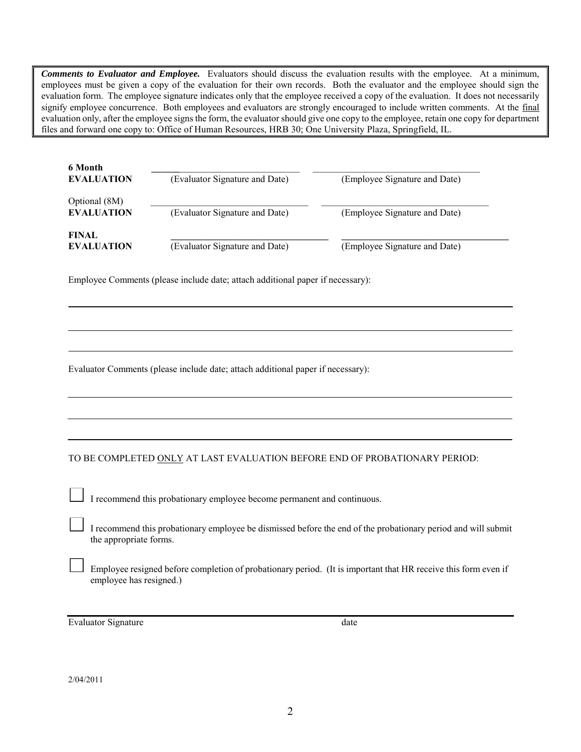***Comments to Evaluator and Employee.*** Evaluators should discuss the evaluation results with the employee. At a minimum, employees must be given a copy of the evaluation for their own records. Both the evaluator and the employee should sign the evaluation form. The employee signature indicates only that the employee received a copy of the evaluation. It does not necessarily signify employee concurrence. Both employees and evaluators are strongly encouraged to include written comments. At the final evaluation only, after the employee signs the form, the evaluator should give one copy to the employee, retain one copy for department files and forward one copy to: Office of Human Resources, HRB 30; One University Plaza, Springfield, IL.

| | | |
|---|---|---|
| **6 Month EVALUATION** | ______________________________ (Evaluator Signature and Date) | ______________________________ (Employee Signature and Date) |
| Optional (8M) **EVALUATION** | ______________________________ (Evaluator Signature and Date) | ______________________________ (Employee Signature and Date) |
| **FINAL EVALUATION** | ______________________________ (Evaluator Signature and Date) | ______________________________ (Employee Signature and Date) |

Employee Comments (please include date; attach additional paper if necessary):

______________________________________________________________________________

______________________________________________________________________________

______________________________________________________________________________

Evaluator Comments (please include date; attach additional paper if necessary):

______________________________________________________________________________

______________________________________________________________________________

______________________________________________________________________________

TO BE COMPLETED ONLY AT LAST EVALUATION BEFORE END OF PROBATIONARY PERIOD:

☐ I recommend this probationary employee become permanent and continuous.

☐ I recommend this probationary employee be dismissed before the end of the probationary period and will submit the appropriate forms.

☐ Employee resigned before completion of probationary period. (It is important that HR receive this form even if employee has resigned.)

______________________________________________________________________________
Evaluator Signature date

2/04/2011